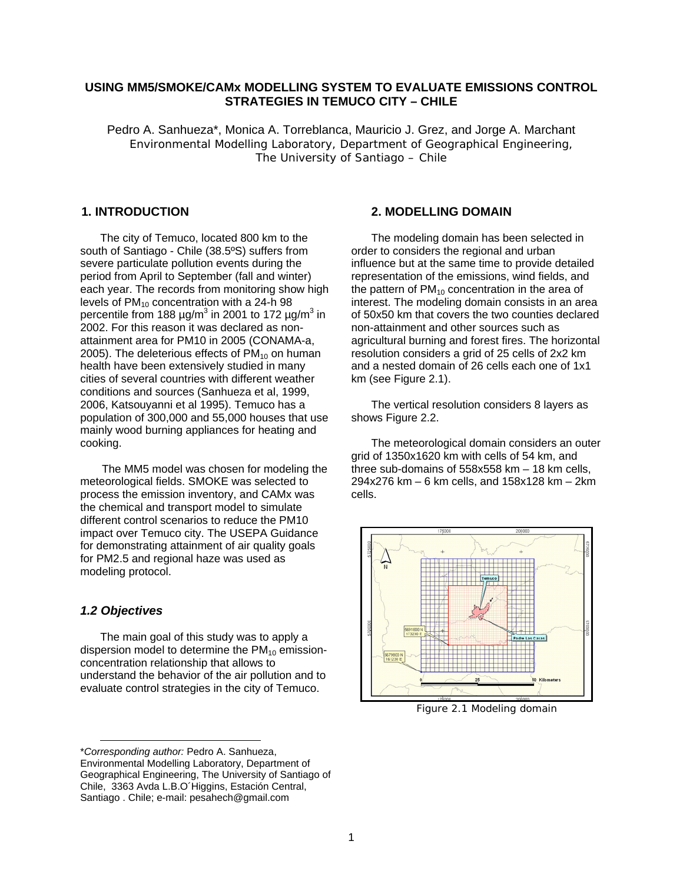# USING MM5/SMOKE/CAMx MODELLING SYSTEM TO EVALUATE EMISSIONS CONTROL STRATEGIES IN TEMUCO CITY – CHILE

Pedro A. Sanhueza*, Monica A. Torreblanca, Mauricio J. Grez, and Jorge A. Marchant
Environmental Modelling Laboratory, Department of Geographical Engineering, The University of Santiago – Chile

## 1. INTRODUCTION

The city of Temuco, located 800 km to the south of Santiago - Chile (38.5ºS) suffers from severe particulate pollution events during the period from April to September (fall and winter) each year. The records from monitoring show high levels of $PM_{10}$ concentration with a 24-h 98 percentile from 188 µg/m$^3$ in 2001 to 172 µg/m$^3$ in 2002. For this reason it was declared as non-attainment area for PM10 in 2005 (CONAMA-a, 2005). The deleterious effects of $PM_{10}$ on human health have been extensively studied in many cities of several countries with different weather conditions and sources (Sanhueza et al, 1999, 2006, Katsouyanni et al 1995). Temuco has a population of 300,000 and 55,000 houses that use mainly wood burning appliances for heating and cooking.

The MM5 model was chosen for modeling the meteorological fields. SMOKE was selected to process the emission inventory, and CAMx was the chemical and transport model to simulate different control scenarios to reduce the PM10 impact over Temuco city. The USEPA Guidance for demonstrating attainment of air quality goals for PM2.5 and regional haze was used as modeling protocol.

### *1.2 Objectives*

The main goal of this study was to apply a dispersion model to determine the $PM_{10}$ emission-concentration relationship that allows to understand the behavior of the air pollution and to evaluate control strategies in the city of Temuco.

\**Corresponding author:* Pedro A. Sanhueza, Environmental Modelling Laboratory, Department of Geographical Engineering, The University of Santiago of Chile, 3363 Avda L.B.O´Higgins, Estación Central, Santiago . Chile; e-mail: pesahech@gmail.com

## 2. MODELLING DOMAIN

The modeling domain has been selected in order to considers the regional and urban influence but at the same time to provide detailed representation of the emissions, wind fields, and the pattern of $PM_{10}$ concentration in the area of interest. The modeling domain consists in an area of 50x50 km that covers the two counties declared non-attainment and other sources such as agricultural burning and forest fires. The horizontal resolution considers a grid of 25 cells of 2x2 km and a nested domain of 26 cells each one of 1x1 km (see Figure 2.1).

The vertical resolution considers 8 layers as shows Figure 2.2.

The meteorological domain considers an outer grid of 1350x1620 km with cells of 54 km, and three sub-domains of 558x558 km – 18 km cells, 294x276 km – 6 km cells, and 158x128 km – 2km cells.

Figure 2.1 Modeling domain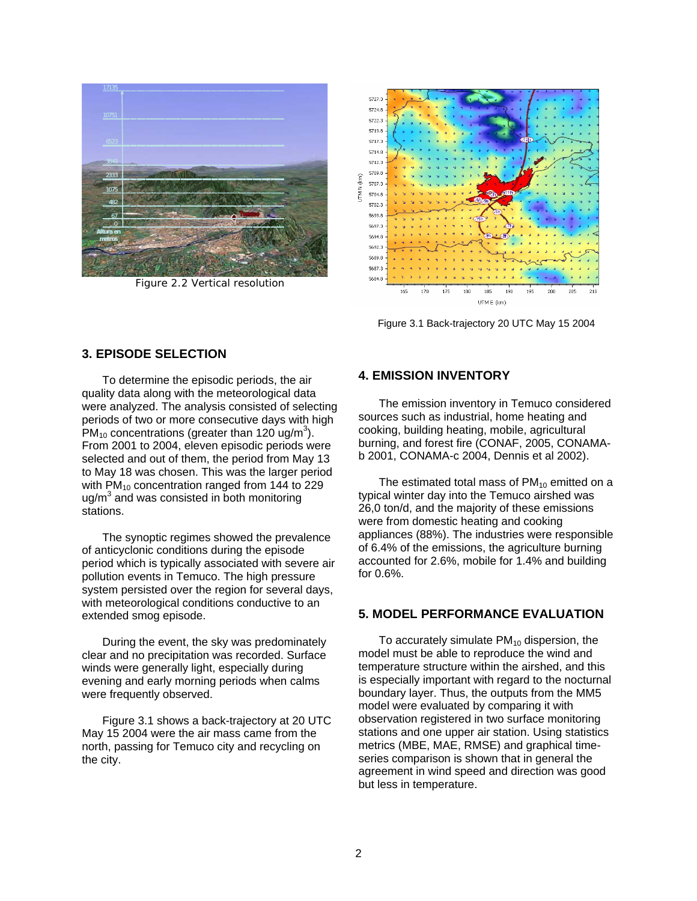Figure 2.2 Vertical resolution

Figure 3.1 Back-trajectory 20 UTC May 15 2004

## 3. EPISODE SELECTION

To determine the episodic periods, the air quality data along with the meteorological data were analyzed. The analysis consisted of selecting periods of two or more consecutive days with high $PM_{10}$ concentrations (greater than 120 ug/$m^3$). From 2001 to 2004, eleven episodic periods were selected and out of them, the period from May 13 to May 18 was chosen. This was the larger period with $PM_{10}$ concentration ranged from 144 to 229 ug/$m^3$ and was consisted in both monitoring stations.

The synoptic regimes showed the prevalence of anticyclonic conditions during the episode period which is typically associated with severe air pollution events in Temuco. The high pressure system persisted over the region for several days, with meteorological conditions conductive to an extended smog episode.

During the event, the sky was predominately clear and no precipitation was recorded. Surface winds were generally light, especially during evening and early morning periods when calms were frequently observed.

Figure 3.1 shows a back-trajectory at 20 UTC May 15 2004 were the air mass came from the north, passing for Temuco city and recycling on the city.

## 4. EMISSION INVENTORY

The emission inventory in Temuco considered sources such as industrial, home heating and cooking, building heating, mobile, agricultural burning, and forest fire (CONAF, 2005, CONAMA-b 2001, CONAMA-c 2004, Dennis et al 2002).

The estimated total mass of $PM_{10}$ emitted on a typical winter day into the Temuco airshed was 26,0 ton/d, and the majority of these emissions were from domestic heating and cooking appliances (88%). The industries were responsible of 6.4% of the emissions, the agriculture burning accounted for 2.6%, mobile for 1.4% and building for 0.6%.

## 5. MODEL PERFORMANCE EVALUATION

To accurately simulate $PM_{10}$ dispersion, the model must be able to reproduce the wind and temperature structure within the airshed, and this is especially important with regard to the nocturnal boundary layer. Thus, the outputs from the MM5 model were evaluated by comparing it with observation registered in two surface monitoring stations and one upper air station. Using statistics metrics (MBE, MAE, RMSE) and graphical time-series comparison is shown that in general the agreement in wind speed and direction was good but less in temperature.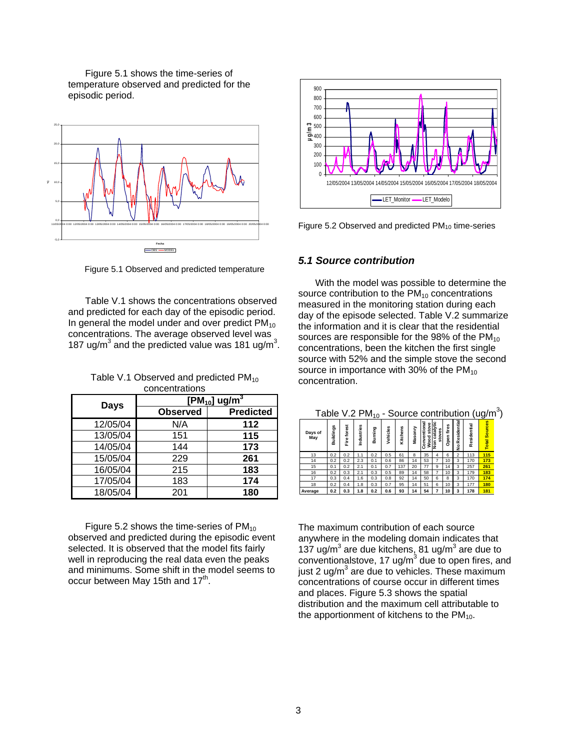Figure 5.1 shows the time-series of temperature observed and predicted for the episodic period.

Figure 5.1 Observed and predicted temperature

Table V.1 shows the concentrations observed and predicted for each day of the episodic period. In general the model under and over predict $PM_{10}$ concentrations. The average observed level was 187 ug/m$^3$ and the predicted value was 181 ug/m$^3$.

Table V.1 Observed and predicted $PM_{10}$ concentrations

| Days | $[PM_{10}]$ ug/m$^3$ | |
|---|---|---|
| | Observed | Predicted |
| 12/05/04 | N/A | **112** |
| 13/05/04 | 151 | **115** |
| 14/05/04 | 144 | **173** |
| 15/05/04 | 229 | **261** |
| 16/05/04 | 215 | **183** |
| 17/05/04 | 183 | **174** |
| 18/05/04 | 201 | **180** |

Figure 5.2 shows the time-series of $PM_{10}$ observed and predicted during the episodic event selected. It is observed that the model fits fairly well in reproducing the real data even the peaks and minimums. Some shift in the model seems to occur between May 15th and 17$^{th}$.

Figure 5.2 Observed and predicted $PM_{10}$ time-series

### *5.1 Source contribution*

With the model was possible to determine the source contribution to the $PM_{10}$ concentrations measured in the monitoring station during each day of the episode selected. Table V.2 summarize the information and it is clear that the residential sources are responsible for the 98% of the $PM_{10}$ concentrations, been the kitchen the first single source with 52% and the simple stove the second source in importance with 30% of the $PM_{10}$ concentration.

Table V.2 $PM_{10}$ - Source contribution (ug/m$^3$)

| Days of May | Buildings | Fire forest | Industries | Burning | Vehicles | Kitchens | Masonry | Conventional Wood stove | Non catalytic stoves | Open fires | No Residential | Residential | Total Sources |
|---|---|---|---|---|---|---|---|---|---|---|---|---|---|
| 13 | 0.2 | 0.2 | 1.1 | 0.2 | 0.5 | 61 | 8 | 35 | 4 | 6 | 2 | 113 | **115** |
| 14 | 0.2 | 0.2 | 2.3 | 0.1 | 0.6 | 86 | 14 | 53 | 7 | 10 | 3 | 170 | **173** |
| 15 | 0.1 | 0.2 | 2.1 | 0.1 | 0.7 | 137 | 20 | 77 | 9 | 14 | 3 | 257 | **261** |
| 16 | 0.2 | 0.3 | 2.1 | 0.3 | 0.5 | 89 | 14 | 58 | 7 | 10 | 3 | 179 | **183** |
| 17 | 0.3 | 0.4 | 1.6 | 0.3 | 0.8 | 92 | 14 | 50 | 6 | 8 | 3 | 170 | **174** |
| 18 | 0.2 | 0.4 | 1.8 | 0.3 | 0.7 | 95 | 14 | 51 | 6 | 10 | 3 | 177 | **180** |
| **Average** | **0.2** | **0.3** | **1.8** | **0.2** | **0.6** | **93** | **14** | **54** | **7** | **10** | **3** | **178** | **181** |

The maximum contribution of each source anywhere in the modeling domain indicates that 137 ug/m$^3$ are due kitchens, 81 ug/m$^3$ are due to conventionalstove, 17 ug/m$^3$ due to open fires, and just 2 ug/m$^3$ are due to vehicles. These maximum concentrations of course occur in different times and places. Figure 5.3 shows the spatial distribution and the maximum cell attributable to the apportionment of kitchens to the $PM_{10}$.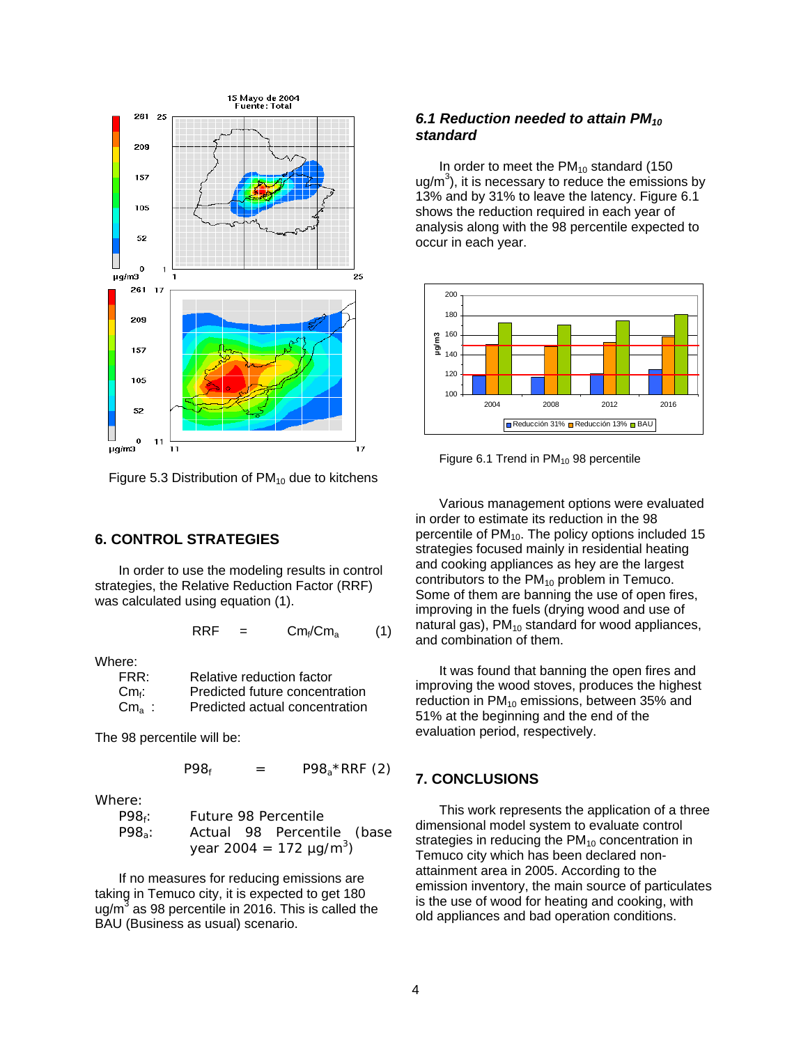Figure 5.3 Distribution of $PM_{10}$ due to kitchens

## 6. CONTROL STRATEGIES

In order to use the modeling results in control strategies, the Relative Reduction Factor (RRF) was calculated using equation (1).

$$RRF = Cm_f/Cm_a \quad (1)$$

Where:

- FRR: Relative reduction factor
- $Cm_f$: Predicted future concentration
- $Cm_a$ : Predicted actual concentration

The 98 percentile will be:

$$P98_f = P98_a * RRF \quad (2)$$

Where:

- $P98_f$: Future 98 Percentile
- $P98_a$: Actual 98 Percentile (base year 2004 = 172 µg/m$^3$)

If no measures for reducing emissions are taking in Temuco city, it is expected to get 180 ug/m$^3$ as 98 percentile in 2016. This is called the BAU (Business as usual) scenario.

### *6.1 Reduction needed to attain $PM_{10}$ standard*

In order to meet the $PM_{10}$ standard (150 ug/m$^3$), it is necessary to reduce the emissions by 13% and by 31% to leave the latency. Figure 6.1 shows the reduction required in each year of analysis along with the 98 percentile expected to occur in each year.

Figure 6.1 Trend in $PM_{10}$ 98 percentile

Various management options were evaluated in order to estimate its reduction in the 98 percentile of $PM_{10}$. The policy options included 15 strategies focused mainly in residential heating and cooking appliances as hey are the largest contributors to the $PM_{10}$ problem in Temuco. Some of them are banning the use of open fires, improving in the fuels (drying wood and use of natural gas), $PM_{10}$ standard for wood appliances, and combination of them.

It was found that banning the open fires and improving the wood stoves, produces the highest reduction in $PM_{10}$ emissions, between 35% and 51% at the beginning and the end of the evaluation period, respectively.

## 7. CONCLUSIONS

This work represents the application of a three dimensional model system to evaluate control strategies in reducing the $PM_{10}$ concentration in Temuco city which has been declared non-attainment area in 2005. According to the emission inventory, the main source of particulates is the use of wood for heating and cooking, with old appliances and bad operation conditions.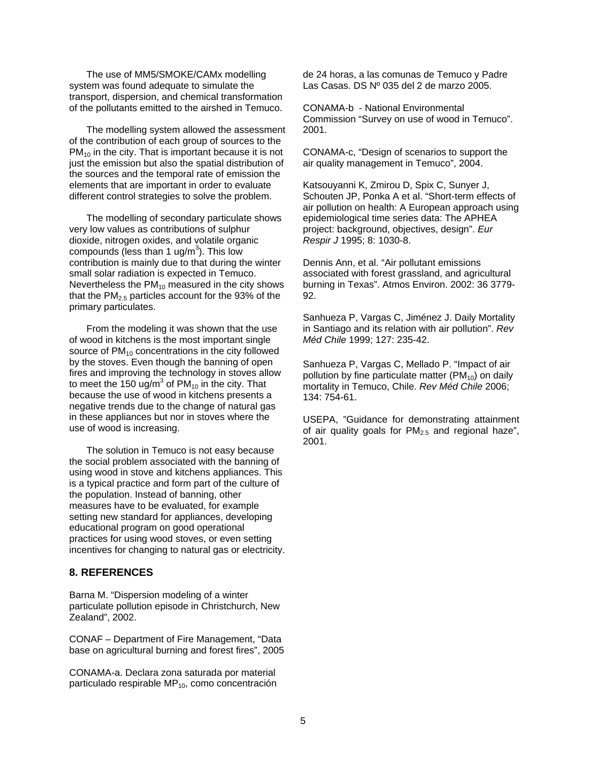The use of MM5/SMOKE/CAMx modelling system was found adequate to simulate the transport, dispersion, and chemical transformation of the pollutants emitted to the airshed in Temuco.

The modelling system allowed the assessment of the contribution of each group of sources to the $PM_{10}$ in the city. That is important because it is not just the emission but also the spatial distribution of the sources and the temporal rate of emission the elements that are important in order to evaluate different control strategies to solve the problem.

The modelling of secondary particulate shows very low values as contributions of sulphur dioxide, nitrogen oxides, and volatile organic compounds (less than 1 $ug/m^3$). This low contribution is mainly due to that during the winter small solar radiation is expected in Temuco. Nevertheless the $PM_{10}$ measured in the city shows that the $PM_{2.5}$ particles account for the 93% of the primary particulates.

From the modeling it was shown that the use of wood in kitchens is the most important single source of $PM_{10}$ concentrations in the city followed by the stoves. Even though the banning of open fires and improving the technology in stoves allow to meet the 150 $ug/m^3$ of $PM_{10}$ in the city. That because the use of wood in kitchens presents a negative trends due to the change of natural gas in these appliances but nor in stoves where the use of wood is increasing.

The solution in Temuco is not easy because the social problem associated with the banning of using wood in stove and kitchens appliances. This is a typical practice and form part of the culture of the population. Instead of banning, other measures have to be evaluated, for example setting new standard for appliances, developing educational program on good operational practices for using wood stoves, or even setting incentives for changing to natural gas or electricity.

## 8. REFERENCES

Barna M. "Dispersion modeling of a winter particulate pollution episode in Christchurch, New Zealand", 2002.

CONAF – Department of Fire Management, "Data base on agricultural burning and forest fires", 2005

CONAMA-a. Declara zona saturada por material particulado respirable $MP_{10}$, como concentración de 24 horas, a las comunas de Temuco y Padre Las Casas. DS Nº 035 del 2 de marzo 2005.

CONAMA-b - National Environmental Commission "Survey on use of wood in Temuco". 2001.

CONAMA-c, "Design of scenarios to support the air quality management in Temuco", 2004.

Katsouyanni K, Zmirou D, Spix C, Sunyer J, Schouten JP, Ponka A et al. "Short-term effects of air pollution on health: A European approach using epidemiological time series data: The APHEA project: background, objectives, design". *Eur Respir J* 1995; 8: 1030-8.

Dennis Ann, et al. "Air pollutant emissions associated with forest grassland, and agricultural burning in Texas". Atmos Environ. 2002: 36 3779-92.

Sanhueza P, Vargas C, Jiménez J. Daily Mortality in Santiago and its relation with air pollution". *Rev Méd Chile* 1999; 127: 235-42.

Sanhueza P, Vargas C, Mellado P. "Impact of air pollution by fine particulate matter ($PM_{10}$) on daily mortality in Temuco, Chile. *Rev Méd Chile* 2006; 134: 754-61.

USEPA, "Guidance for demonstrating attainment of air quality goals for $PM_{2.5}$ and regional haze", 2001.